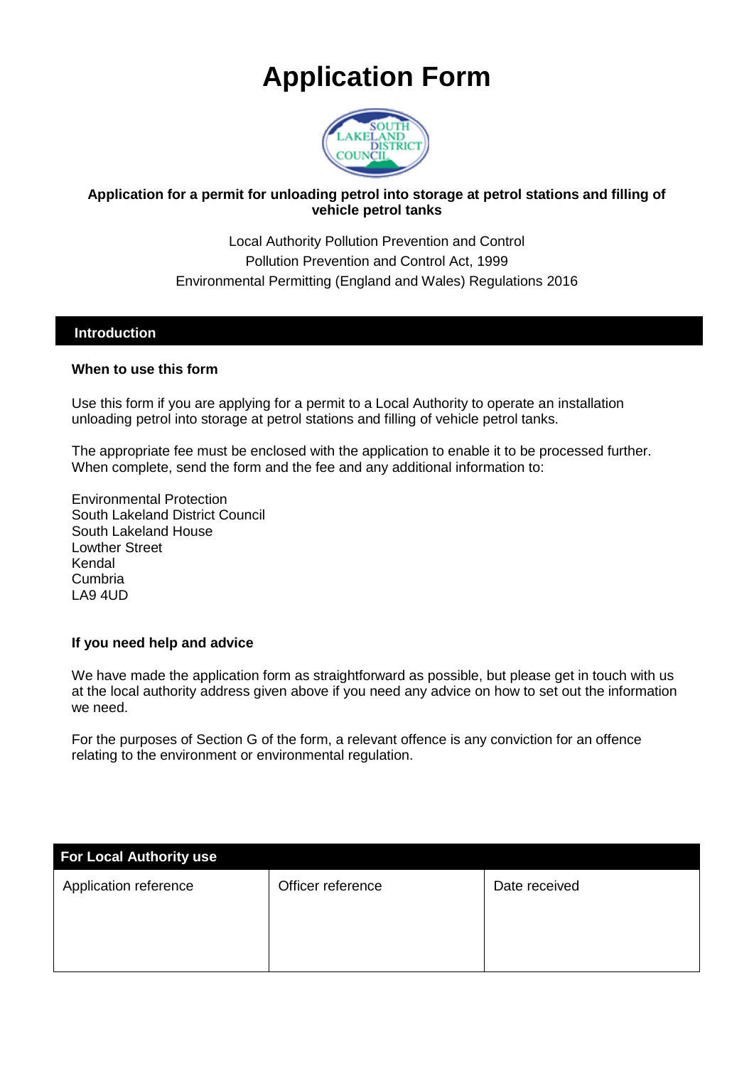# Application Form

**Application for a permit for unloading petrol into storage at petrol stations and filling of vehicle petrol tanks**

Local Authority Pollution Prevention and Control
Pollution Prevention and Control Act, 1999
Environmental Permitting (England and Wales) Regulations 2016

## Introduction

### When to use this form

Use this form if you are applying for a permit to a Local Authority to operate an installation unloading petrol into storage at petrol stations and filling of vehicle petrol tanks.

The appropriate fee must be enclosed with the application to enable it to be processed further. When complete, send the form and the fee and any additional information to:

Environmental Protection
South Lakeland District Council
South Lakeland House
Lowther Street
Kendal
Cumbria
LA9 4UD

### If you need help and advice

We have made the application form as straightforward as possible, but please get in touch with us at the local authority address given above if you need any advice on how to set out the information we need.

For the purposes of Section G of the form, a relevant offence is any conviction for an offence relating to the environment or environmental regulation.

| For Local Authority use | | |
|---|---|---|
| Application reference | Officer reference | Date received |
| | | |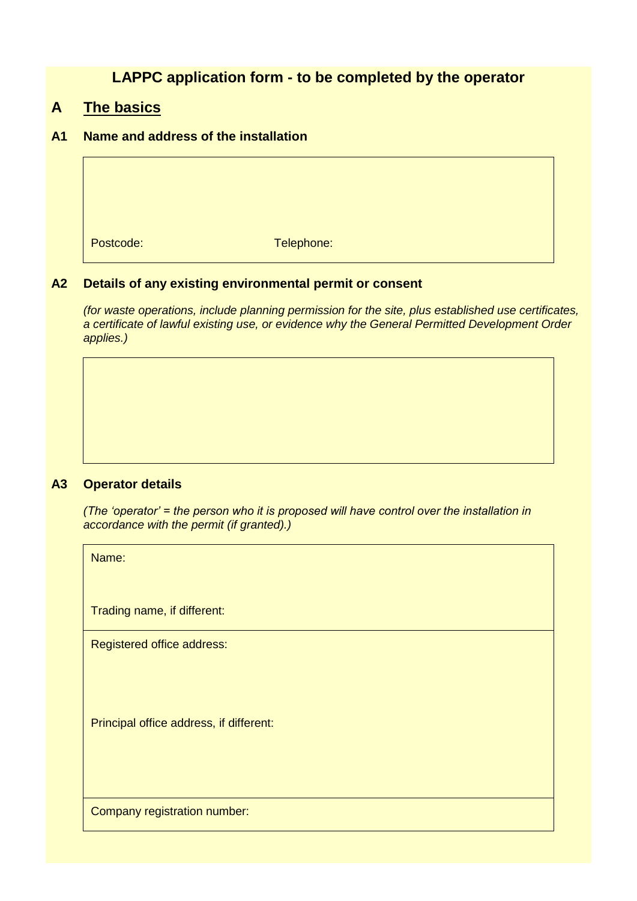# LAPPC application form - to be completed by the operator

## A The basics

### A1 Name and address of the installation

Postcode: Telephone:

### A2 Details of any existing environmental permit or consent

*(for waste operations, include planning permission for the site, plus established use certificates, a certificate of lawful existing use, or evidence why the General Permitted Development Order applies.)*

### A3 Operator details

*(The 'operator' = the person who it is proposed will have control over the installation in accordance with the permit (if granted).)*

Name:

Trading name, if different:

Registered office address:

Principal office address, if different:

Company registration number: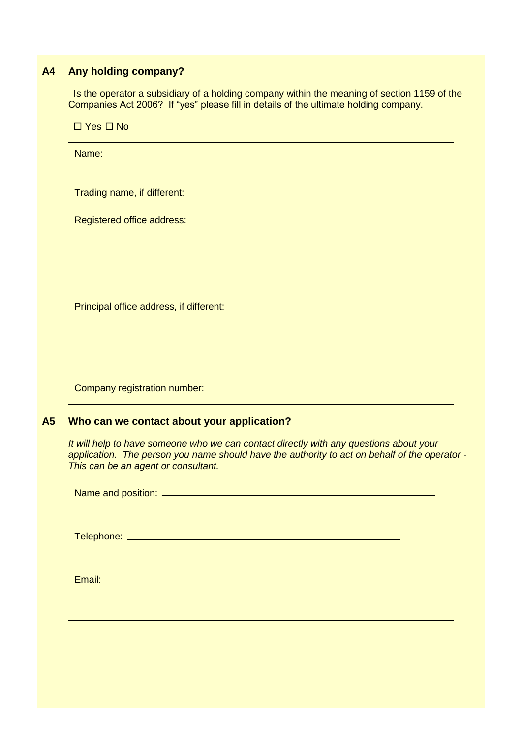## A4 Any holding company?

Is the operator a subsidiary of a holding company within the meaning of section 1159 of the Companies Act 2006? If "yes" please fill in details of the ultimate holding company.

☐ Yes ☐ No

| |
|---|
| Name:<br><br>Trading name, if different: |
| Registered office address:<br><br><br><br>Principal office address, if different: |
| Company registration number: |

## A5 Who can we contact about your application?

*It will help to have someone who we can contact directly with any questions about your application. The person you name should have the authority to act on behalf of the operator - This can be an agent or consultant.*

Name and position: ______________________________

Telephone: ______________________________

Email: ______________________________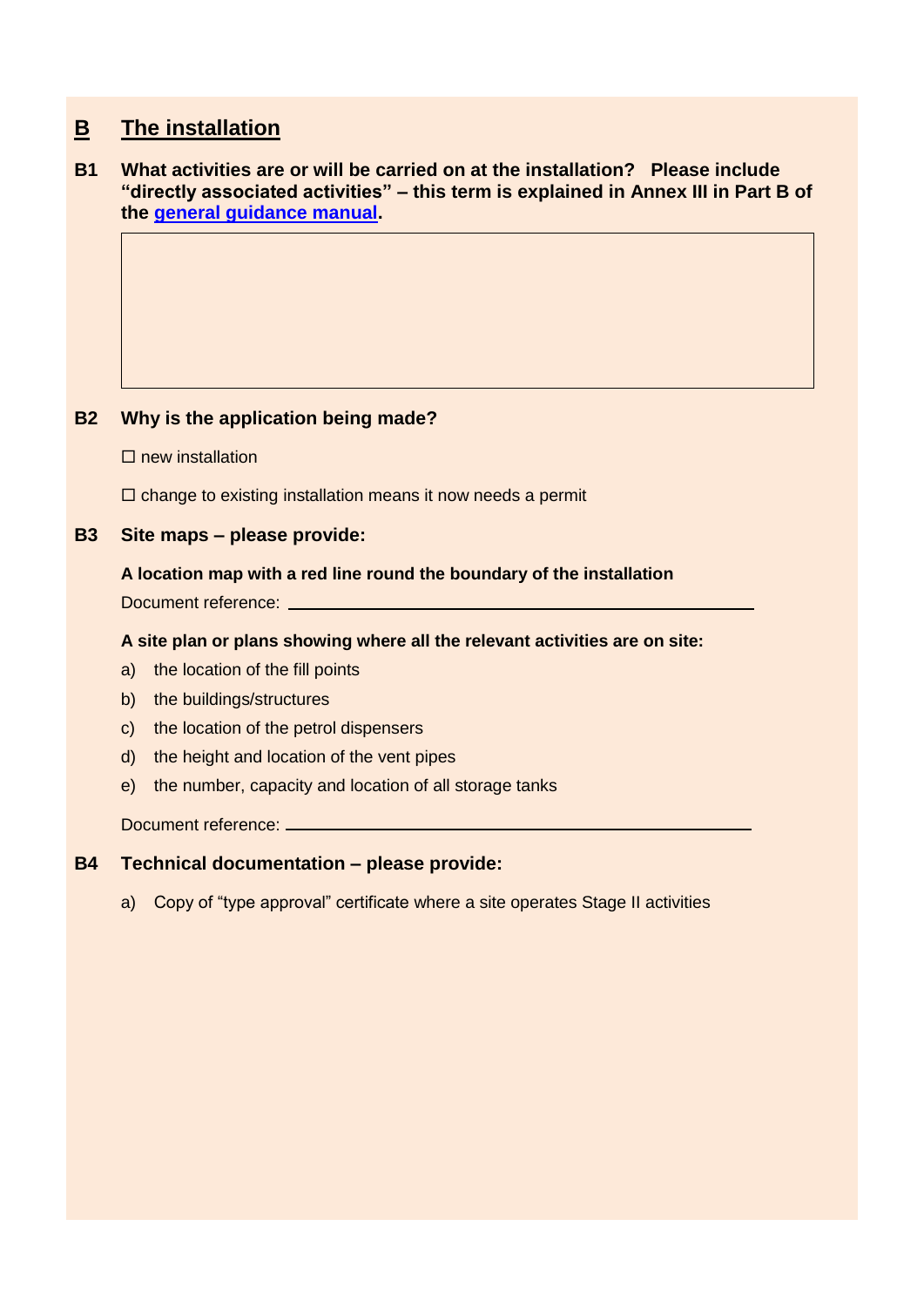## B The installation

**B1 What activities are or will be carried on at the installation? Please include "directly associated activities" – this term is explained in Annex III in Part B of the general guidance manual.**

**B2 Why is the application being made?**

☐ new installation

☐ change to existing installation means it now needs a permit

**B3 Site maps – please provide:**

**A location map with a red line round the boundary of the installation**

Document reference: ____________________________________________

**A site plan or plans showing where all the relevant activities are on site:**

a) the location of the fill points
b) the buildings/structures
c) the location of the petrol dispensers
d) the height and location of the vent pipes
e) the number, capacity and location of all storage tanks

Document reference: ____________________________________________

**B4 Technical documentation – please provide:**

a) Copy of "type approval" certificate where a site operates Stage II activities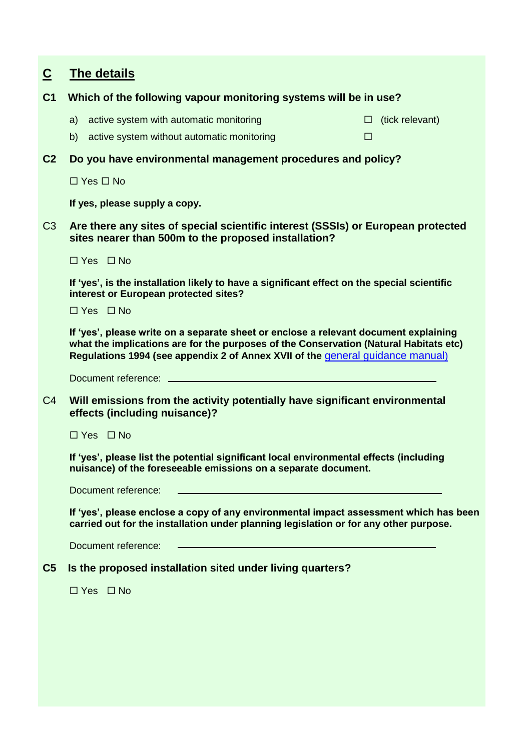## C The details

**C1 Which of the following vapour monitoring systems will be in use?**

a) active system with automatic monitoring ☐ (tick relevant)

b) active system without automatic monitoring ☐

**C2 Do you have environmental management procedures and policy?**

☐ Yes ☐ No

**If yes, please supply a copy.**

C3 **Are there any sites of special scientific interest (SSSIs) or European protected sites nearer than 500m to the proposed installation?**

☐ Yes ☐ No

**If 'yes', is the installation likely to have a significant effect on the special scientific interest or European protected sites?**

☐ Yes ☐ No

**If 'yes', please write on a separate sheet or enclose a relevant document explaining what the implications are for the purposes of the Conservation (Natural Habitats etc) Regulations 1994 (see appendix 2 of Annex XVII of the** general guidance manual)

Document reference: ______________________________

C4 **Will emissions from the activity potentially have significant environmental effects (including nuisance)?**

☐ Yes ☐ No

**If 'yes', please list the potential significant local environmental effects (including nuisance) of the foreseeable emissions on a separate document.**

Document reference: ______________________________

**If 'yes', please enclose a copy of any environmental impact assessment which has been carried out for the installation under planning legislation or for any other purpose.**

Document reference: ______________________________

**C5 Is the proposed installation sited under living quarters?**

☐ Yes ☐ No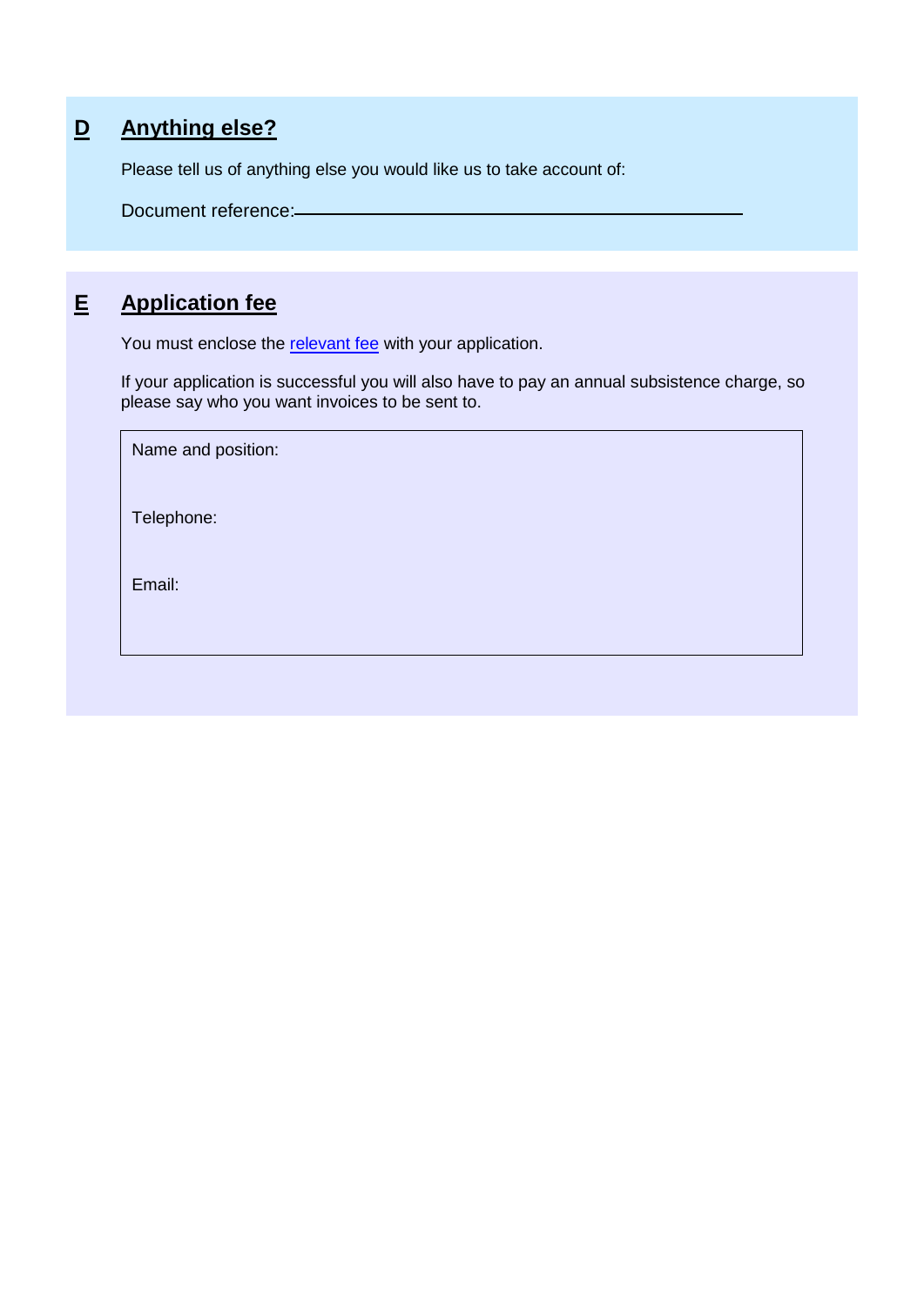## D Anything else?

Please tell us of anything else you would like us to take account of:

Document reference: \_\_\_\_\_\_\_\_\_\_\_\_\_\_\_\_\_\_\_\_\_\_\_\_\_\_\_\_\_\_\_\_\_\_\_\_\_\_\_\_

## E Application fee

You must enclose the relevant fee with your application.

If your application is successful you will also have to pay an annual subsistence charge, so please say who you want invoices to be sent to.

Name and position:

Telephone:

Email: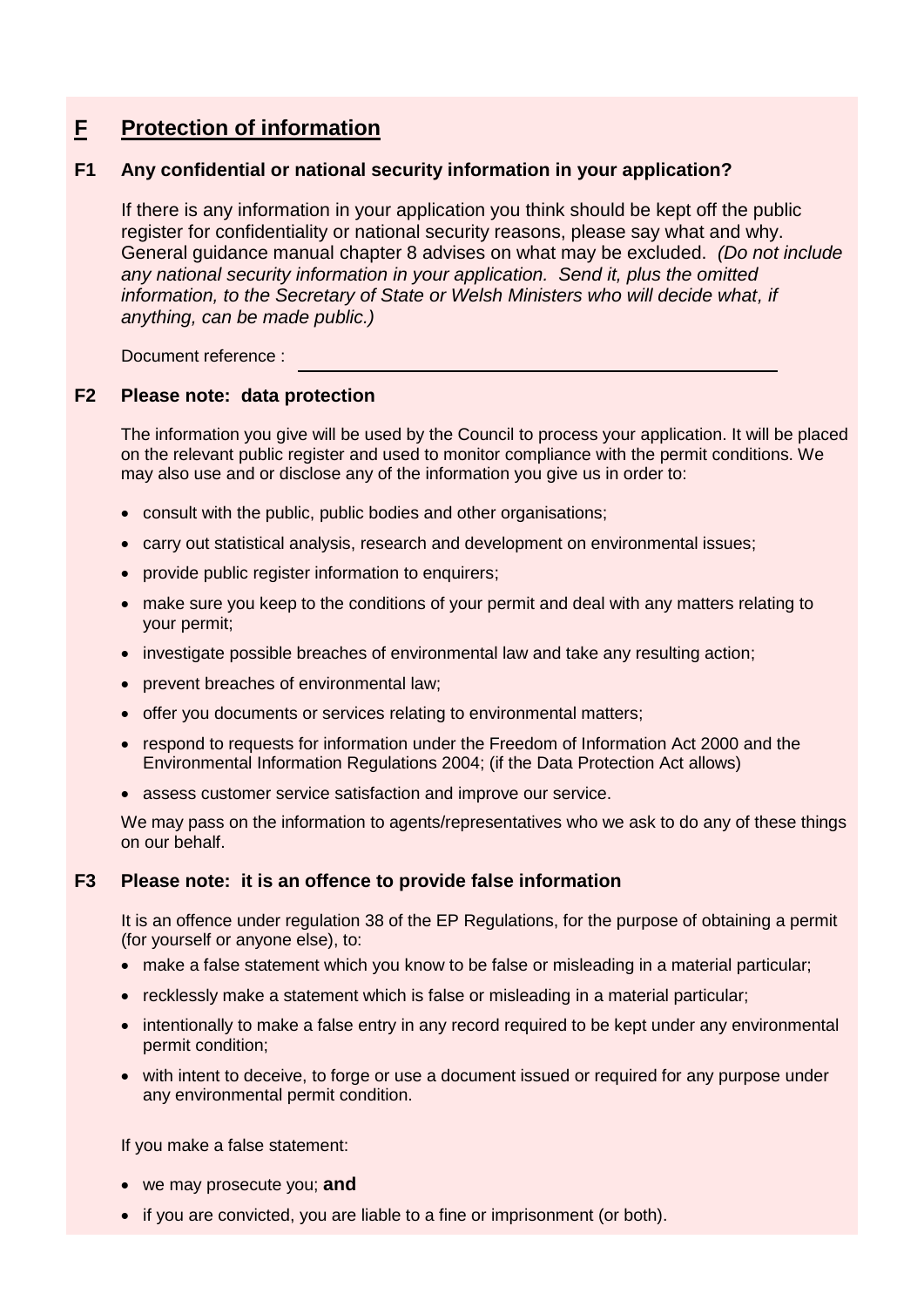## F Protection of information

### F1 Any confidential or national security information in your application?

If there is any information in your application you think should be kept off the public register for confidentiality or national security reasons, please say what and why. General guidance manual chapter 8 advises on what may be excluded. *(Do not include any national security information in your application. Send it, plus the omitted information, to the Secretary of State or Welsh Ministers who will decide what, if anything, can be made public.)*

Document reference : ______________________________

### F2 Please note: data protection

The information you give will be used by the Council to process your application. It will be placed on the relevant public register and used to monitor compliance with the permit conditions. We may also use and or disclose any of the information you give us in order to:

- consult with the public, public bodies and other organisations;
- carry out statistical analysis, research and development on environmental issues;
- provide public register information to enquirers;
- make sure you keep to the conditions of your permit and deal with any matters relating to your permit;
- investigate possible breaches of environmental law and take any resulting action;
- prevent breaches of environmental law;
- offer you documents or services relating to environmental matters;
- respond to requests for information under the Freedom of Information Act 2000 and the Environmental Information Regulations 2004; (if the Data Protection Act allows)
- assess customer service satisfaction and improve our service.

We may pass on the information to agents/representatives who we ask to do any of these things on our behalf.

### F3 Please note: it is an offence to provide false information

It is an offence under regulation 38 of the EP Regulations, for the purpose of obtaining a permit (for yourself or anyone else), to:

- make a false statement which you know to be false or misleading in a material particular;
- recklessly make a statement which is false or misleading in a material particular;
- intentionally to make a false entry in any record required to be kept under any environmental permit condition;
- with intent to deceive, to forge or use a document issued or required for any purpose under any environmental permit condition.

If you make a false statement:

- we may prosecute you; **and**
- if you are convicted, you are liable to a fine or imprisonment (or both).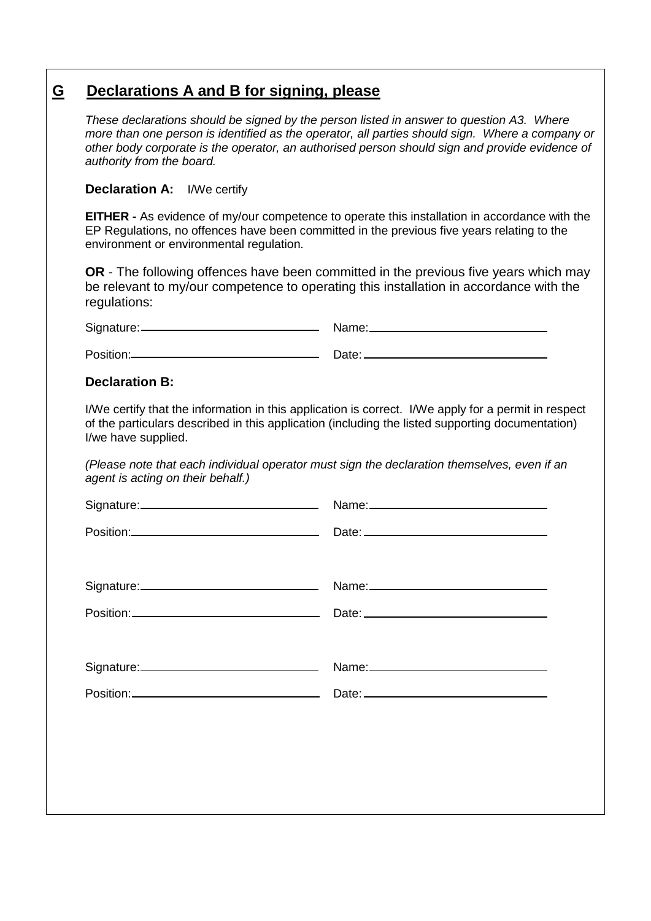## G Declarations A and B for signing, please

*These declarations should be signed by the person listed in answer to question A3. Where more than one person is identified as the operator, all parties should sign. Where a company or other body corporate is the operator, an authorised person should sign and provide evidence of authority from the board.*

**Declaration A:** I/We certify

**EITHER -** As evidence of my/our competence to operate this installation in accordance with the EP Regulations, no offences have been committed in the previous five years relating to the environment or environmental regulation.

**OR** - The following offences have been committed in the previous five years which may be relevant to my/our competence to operating this installation in accordance with the regulations:

Signature:\_\_\_\_\_\_\_\_\_\_\_\_\_\_\_\_\_\_\_\_ Name:\_\_\_\_\_\_\_\_\_\_\_\_\_\_\_\_\_\_\_\_

Position:\_\_\_\_\_\_\_\_\_\_\_\_\_\_\_\_\_\_\_\_ Date:\_\_\_\_\_\_\_\_\_\_\_\_\_\_\_\_\_\_\_\_

**Declaration B:**

I/We certify that the information in this application is correct. I/We apply for a permit in respect of the particulars described in this application (including the listed supporting documentation) I/we have supplied.

*(Please note that each individual operator must sign the declaration themselves, even if an agent is acting on their behalf.)*

Signature:\_\_\_\_\_\_\_\_\_\_\_\_\_\_\_\_\_\_\_\_ Name:\_\_\_\_\_\_\_\_\_\_\_\_\_\_\_\_\_\_\_\_

Position:\_\_\_\_\_\_\_\_\_\_\_\_\_\_\_\_\_\_\_\_ Date:\_\_\_\_\_\_\_\_\_\_\_\_\_\_\_\_\_\_\_\_

Signature:\_\_\_\_\_\_\_\_\_\_\_\_\_\_\_\_\_\_\_\_ Name:\_\_\_\_\_\_\_\_\_\_\_\_\_\_\_\_\_\_\_\_

Position:\_\_\_\_\_\_\_\_\_\_\_\_\_\_\_\_\_\_\_\_ Date:\_\_\_\_\_\_\_\_\_\_\_\_\_\_\_\_\_\_\_\_

Signature:\_\_\_\_\_\_\_\_\_\_\_\_\_\_\_\_\_\_\_\_ Name:\_\_\_\_\_\_\_\_\_\_\_\_\_\_\_\_\_\_\_\_

Position:\_\_\_\_\_\_\_\_\_\_\_\_\_\_\_\_\_\_\_\_ Date:\_\_\_\_\_\_\_\_\_\_\_\_\_\_\_\_\_\_\_\_